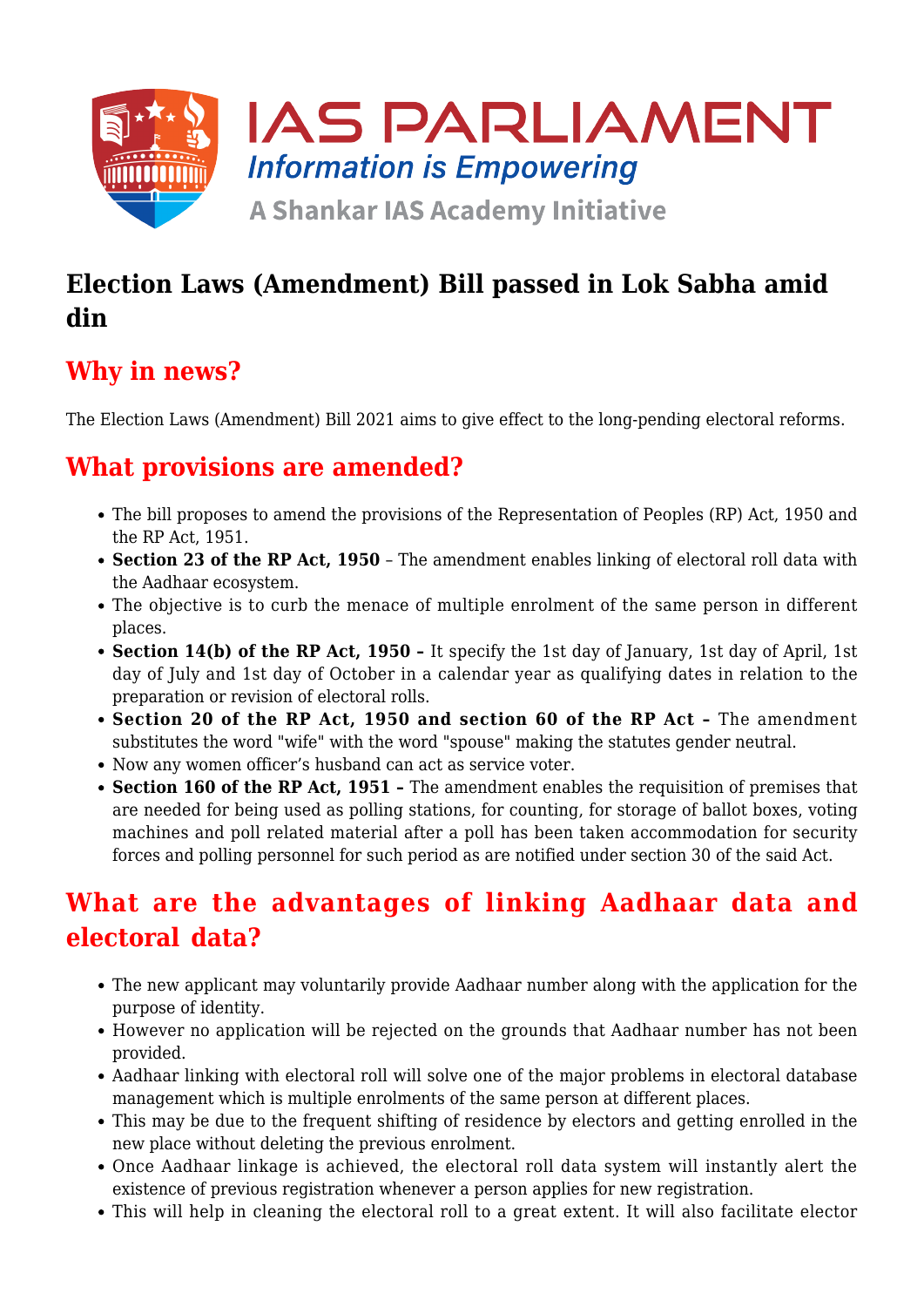# Election Laws (Amendment) Bill passed in Lok Sabha amid din

## Why in news?

The Election Laws (Amendment) Bill 2021 aims to give effect to the long-pending electoral reforms.

## What provisions are amended?

- The bill proposes to amend the provisions of the Representation of Peoples (RP) Act, 1950 and the RP Act, 1951.
- **Section 23 of the RP Act, 1950** – The amendment enables linking of electoral roll data with the Aadhaar ecosystem.
- The objective is to curb the menace of multiple enrolment of the same person in different places.
- **Section 14(b) of the RP Act, 1950 –** It specify the 1st day of January, 1st day of April, 1st day of July and 1st day of October in a calendar year as qualifying dates in relation to the preparation or revision of electoral rolls.
- **Section 20 of the RP Act, 1950 and section 60 of the RP Act –** The amendment substitutes the word "wife" with the word "spouse" making the statutes gender neutral.
- Now any women officer's husband can act as service voter.
- **Section 160 of the RP Act, 1951 –** The amendment enables the requisition of premises that are needed for being used as polling stations, for counting, for storage of ballot boxes, voting machines and poll related material after a poll has been taken accommodation for security forces and polling personnel for such period as are notified under section 30 of the said Act.

## What are the advantages of linking Aadhaar data and electoral data?

- The new applicant may voluntarily provide Aadhaar number along with the application for the purpose of identity.
- However no application will be rejected on the grounds that Aadhaar number has not been provided.
- Aadhaar linking with electoral roll will solve one of the major problems in electoral database management which is multiple enrolments of the same person at different places.
- This may be due to the frequent shifting of residence by electors and getting enrolled in the new place without deleting the previous enrolment.
- Once Aadhaar linkage is achieved, the electoral roll data system will instantly alert the existence of previous registration whenever a person applies for new registration.
- This will help in cleaning the electoral roll to a great extent. It will also facilitate elector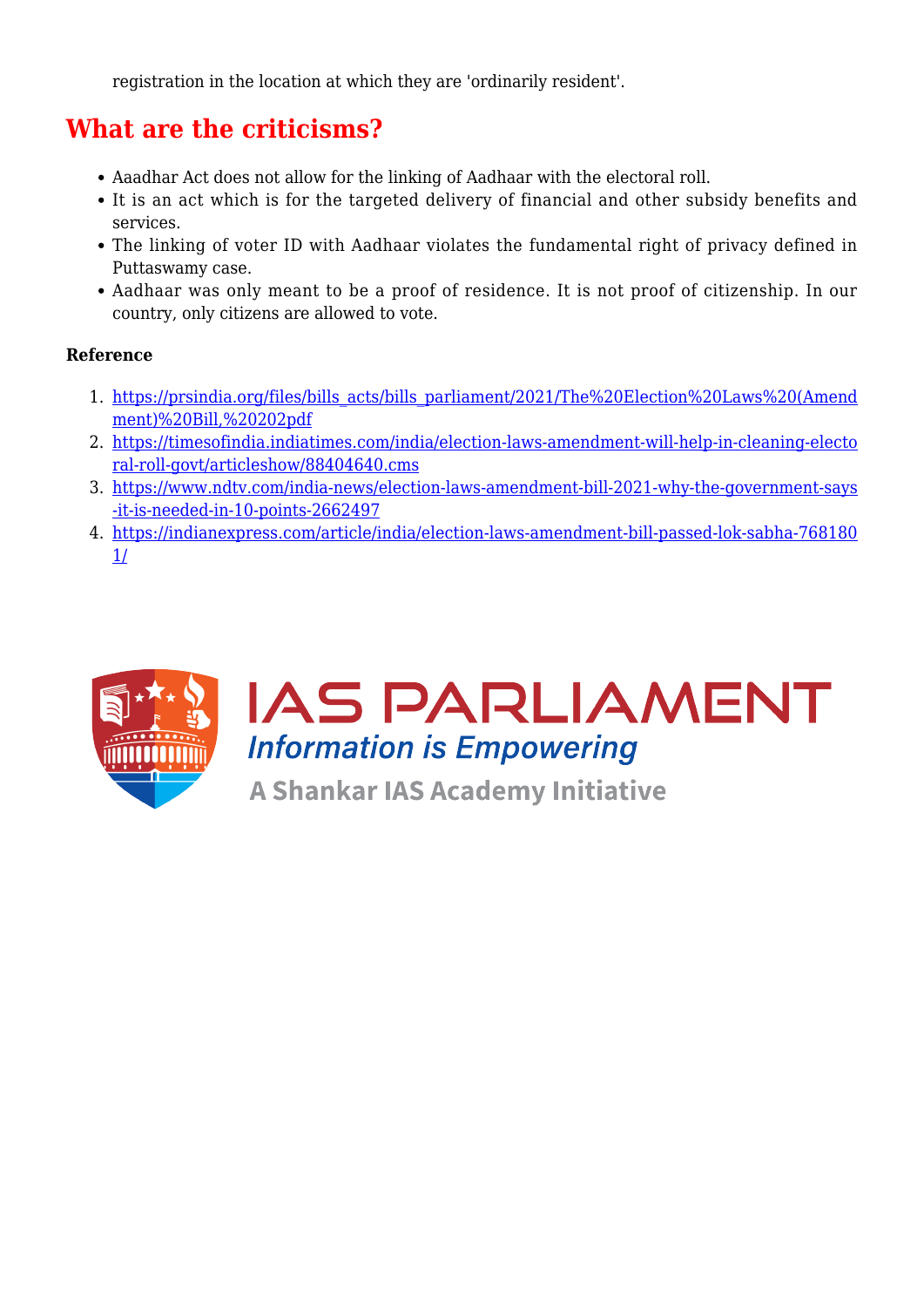registration in the location at which they are 'ordinarily resident'.

## What are the criticisms?

- Aaadhar Act does not allow for the linking of Aadhaar with the electoral roll.
- It is an act which is for the targeted delivery of financial and other subsidy benefits and services.
- The linking of voter ID with Aadhaar violates the fundamental right of privacy defined in Puttaswamy case.
- Aadhaar was only meant to be a proof of residence. It is not proof of citizenship. In our country, only citizens are allowed to vote.

**Reference**

1. https://prsindia.org/files/bills_acts/bills_parliament/2021/The%20Election%20Laws%20(Amendment)%20Bill,%20202pdf
2. https://timesofindia.indiatimes.com/india/election-laws-amendment-will-help-in-cleaning-electoral-roll-govt/articleshow/88404640.cms
3. https://www.ndtv.com/india-news/election-laws-amendment-bill-2021-why-the-government-says-it-is-needed-in-10-points-2662497
4. https://indianexpress.com/article/india/election-laws-amendment-bill-passed-lok-sabha-7681801/

IAS PARLIAMENT

*Information is Empowering*

A Shankar IAS Academy Initiative